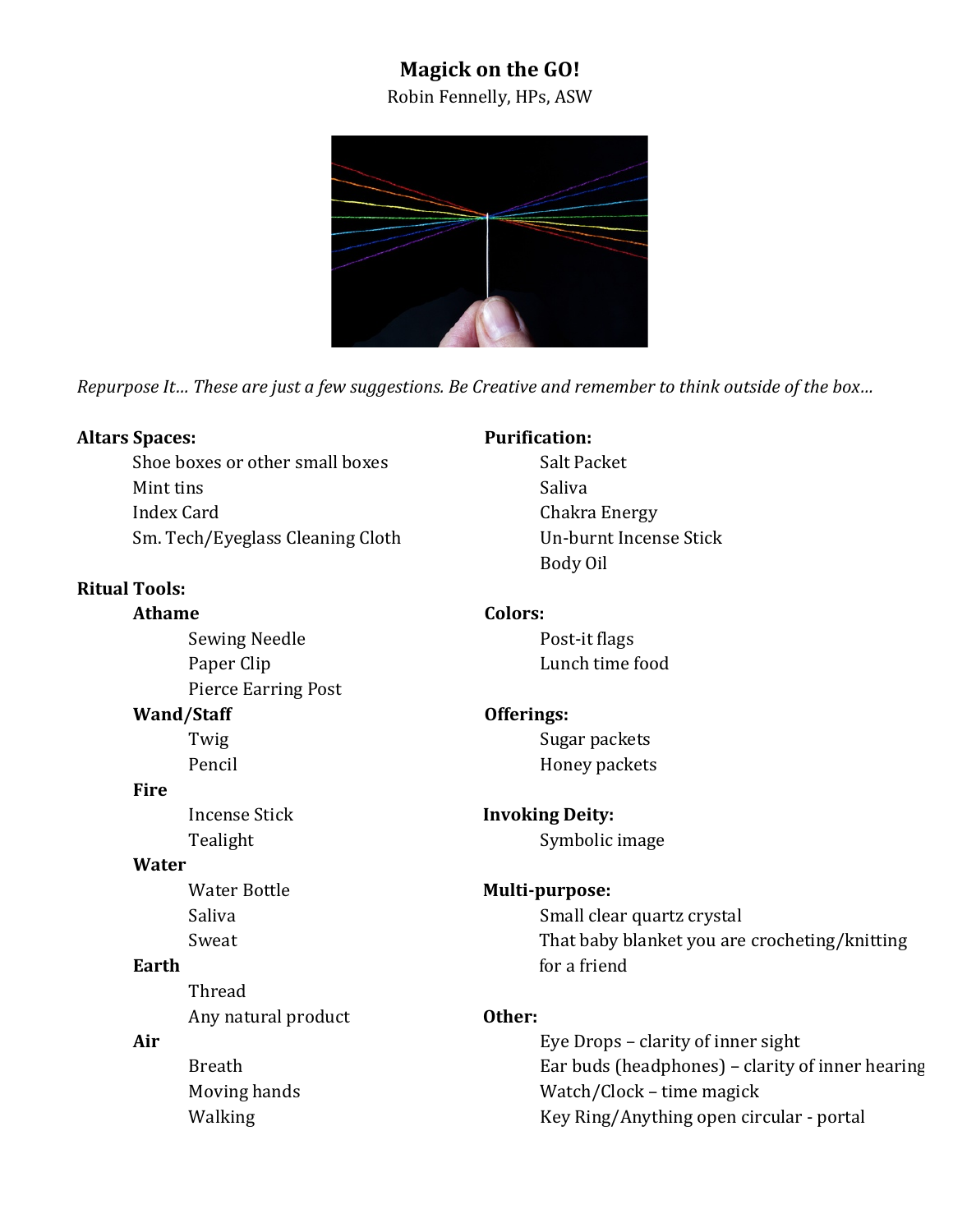# Magick on the GO!

Robin Fennelly, HPs, ASW

*Repurpose It… These are just a few suggestions. Be Creative and remember to think outside of the box…*

**Altars Spaces:**
- Shoe boxes or other small boxes
- Mint tins
- Index Card
- Sm. Tech/Eyeglass Cleaning Cloth

**Ritual Tools:**

- **Athame**
  - Sewing Needle
  - Paper Clip
  - Pierce Earring Post
- **Wand/Staff**
  - Twig
  - Pencil
- **Fire**
  - Incense Stick
  - Tealight
- **Water**
  - Water Bottle
  - Saliva
  - Sweat
- **Earth**
  - Thread
  - Any natural product
- **Air**
  - Breath
  - Moving hands
  - Walking

**Purification:**
- Salt Packet
- Saliva
- Chakra Energy
- Un-burnt Incense Stick
- Body Oil

**Colors:**
- Post-it flags
- Lunch time food

**Offerings:**
- Sugar packets
- Honey packets

**Invoking Deity:**
- Symbolic image

**Multi-purpose:**
- Small clear quartz crystal
- That baby blanket you are crocheting/knitting for a friend

**Other:**
- Eye Drops – clarity of inner sight
- Ear buds (headphones) – clarity of inner hearing
- Watch/Clock – time magick
- Key Ring/Anything open circular - portal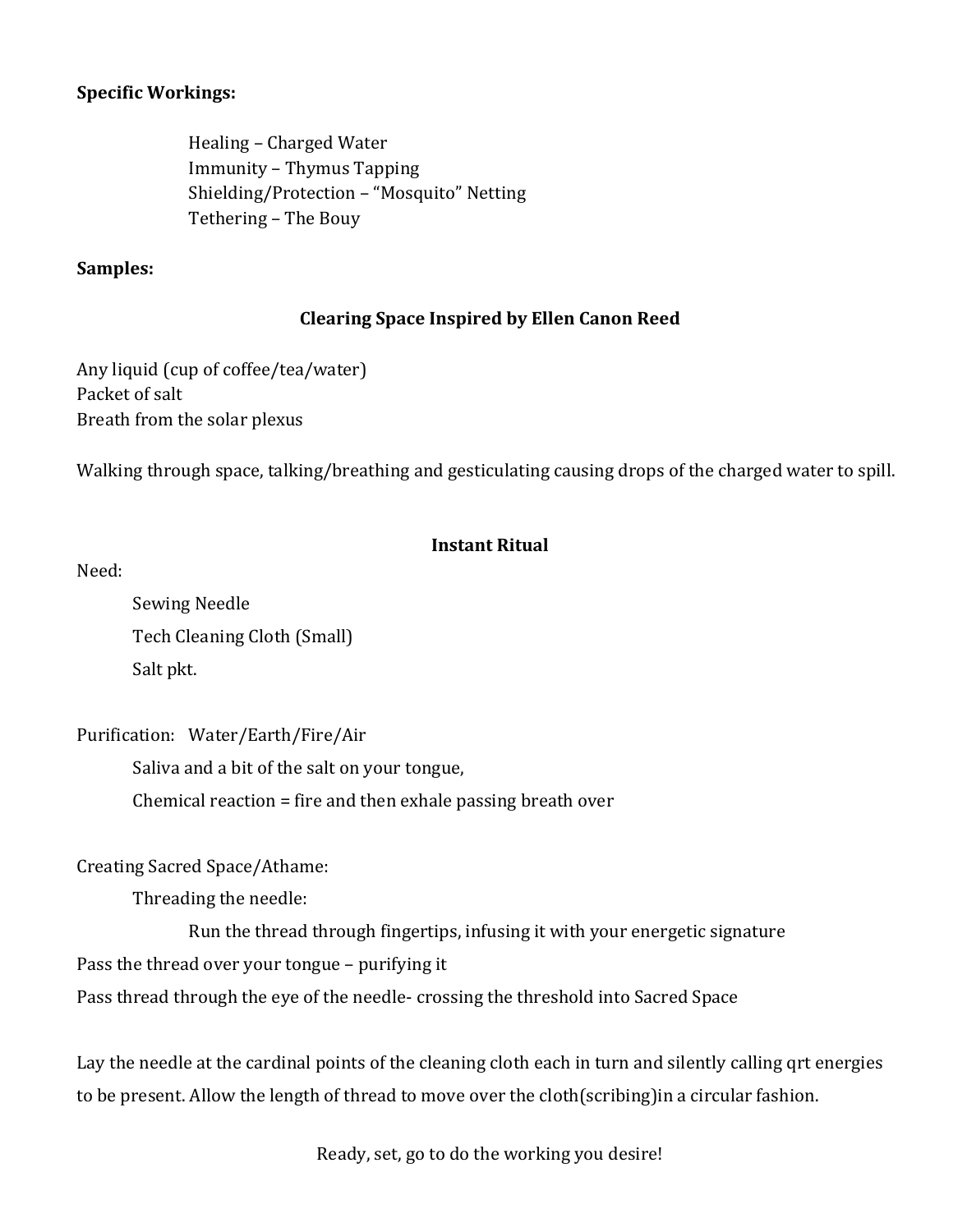**Specific Workings:**

Healing – Charged Water
Immunity – Thymus Tapping
Shielding/Protection – "Mosquito" Netting
Tethering – The Bouy

**Samples:**

**Clearing Space Inspired by Ellen Canon Reed**

Any liquid (cup of coffee/tea/water)
Packet of salt
Breath from the solar plexus

Walking through space, talking/breathing and gesticulating causing drops of the charged water to spill.

**Instant Ritual**

Need:

Sewing Needle
Tech Cleaning Cloth (Small)
Salt pkt.

Purification: Water/Earth/Fire/Air

Saliva and a bit of the salt on your tongue,
Chemical reaction = fire and then exhale passing breath over

Creating Sacred Space/Athame:

Threading the needle:

Run the thread through fingertips, infusing it with your energetic signature

Pass the thread over your tongue – purifying it
Pass thread through the eye of the needle- crossing the threshold into Sacred Space

Lay the needle at the cardinal points of the cleaning cloth each in turn and silently calling qrt energies to be present. Allow the length of thread to move over the cloth(scribing)in a circular fashion.

Ready, set, go to do the working you desire!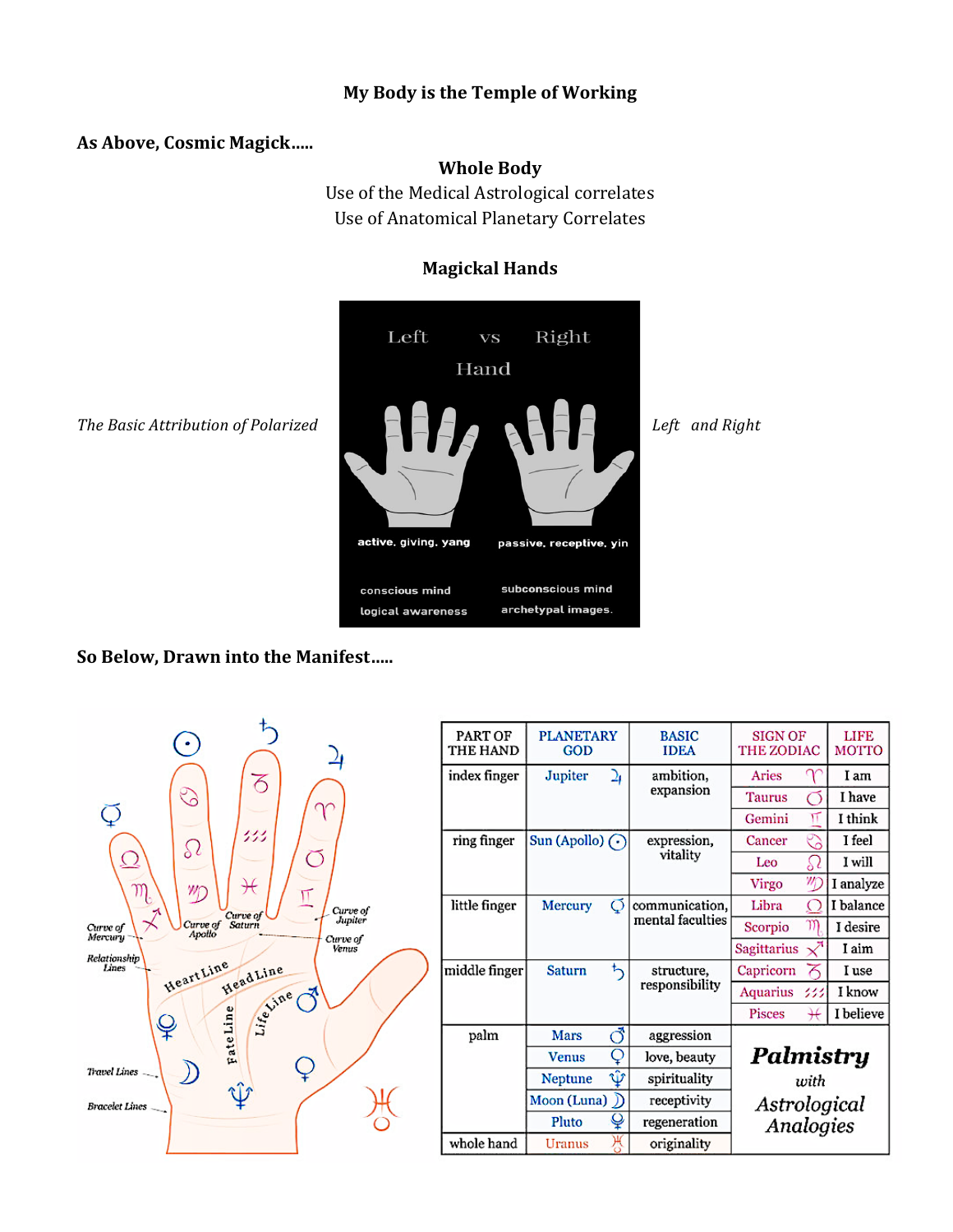**My Body is the Temple of Working**

**As Above, Cosmic Magick…..**

**Whole Body**

Use of the Medical Astrological correlates

Use of Anatomical Planetary Correlates

**Magickal Hands**

*The Basic Attribution of Polarized* *Left and Right*

Left vs Right Hand

| Left | Right |
|---|---|
| active, giving, yang | passive, receptive, yin |
| conscious mind | subconscious mind |
| logical awareness | archetypal images. |

**So Below, Drawn into the Manifest…..**

| PART OF THE HAND | PLANETARY GOD | BASIC IDEA | SIGN OF THE ZODIAC | LIFE MOTTO |
|---|---|---|---|---|
| index finger | Jupiter ♃ | ambition, expansion | Aries ♈ | I am |
| | | | Taurus ♉ | I have |
| | | | Gemini ♊ | I think |
| ring finger | Sun (Apollo) ☉ | expression, vitality | Cancer ♋ | I feel |
| | | | Leo ♌ | I will |
| | | | Virgo ♍ | I analyze |
| little finger | Mercury ☿ | communication, mental faculties | Libra ♎ | I balance |
| | | | Scorpio ♏ | I desire |
| | | | Sagittarius ♐ | I aim |
| middle finger | Saturn ♄ | structure, responsibility | Capricorn ♑ | I use |
| | | | Aquarius ♒ | I know |
| | | | Pisces ♓ | I believe |
| palm | Mars ♂ | aggression | | |
| | Venus ♀ | love, beauty | | |
| | Neptune ♆ | spirituality | | |
| | Moon (Luna) ☽ | receptivity | | |
| | Pluto ♇ | regeneration | | |
| whole hand | Uranus ♅ | originality | | |

***Palmistry** with Astrological Analogies*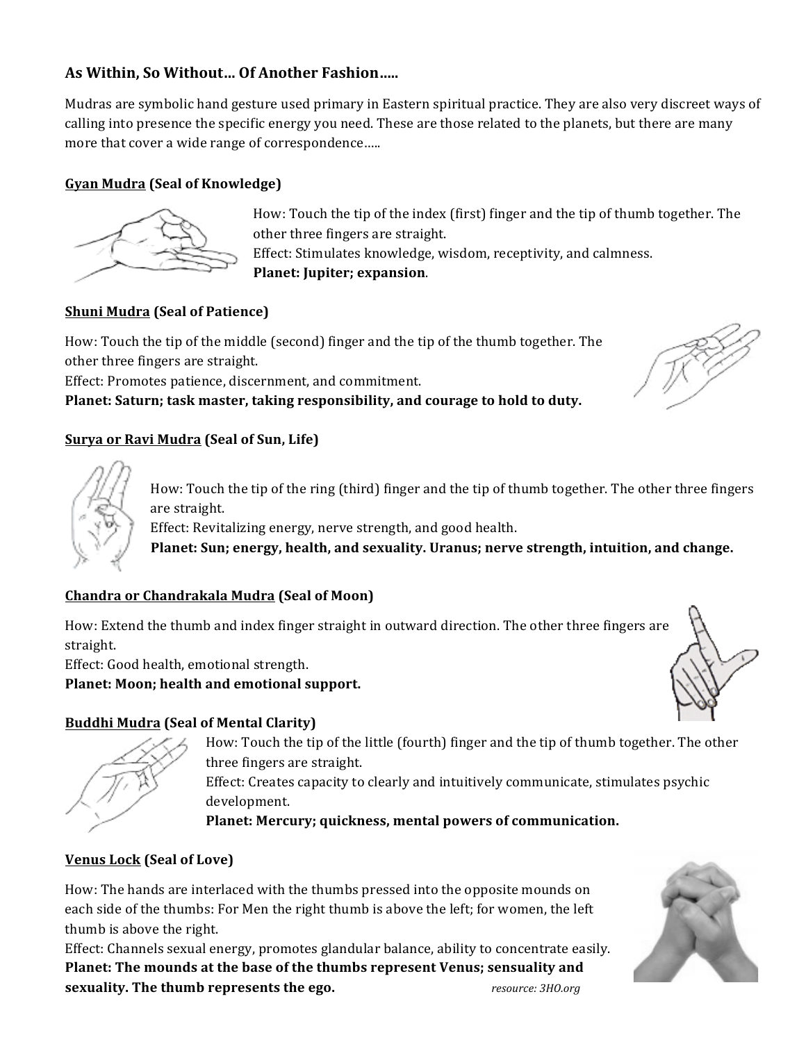## As Within, So Without… Of Another Fashion…..

Mudras are symbolic hand gesture used primary in Eastern spiritual practice. They are also very discreet ways of calling into presence the specific energy you need. These are those related to the planets, but there are many more that cover a wide range of correspondence…..

### <u>Gyan Mudra</u> (Seal of Knowledge)

How: Touch the tip of the index (first) finger and the tip of thumb together. The other three fingers are straight.
Effect: Stimulates knowledge, wisdom, receptivity, and calmness.
**Planet: Jupiter; expansion**.

### <u>Shuni Mudra</u> (Seal of Patience)

How: Touch the tip of the middle (second) finger and the tip of the thumb together. The other three fingers are straight.
Effect: Promotes patience, discernment, and commitment.
**Planet: Saturn; task master, taking responsibility, and courage to hold to duty.**

### <u>Surya or Ravi Mudra</u> (Seal of Sun, Life)

How: Touch the tip of the ring (third) finger and the tip of thumb together. The other three fingers are straight.
Effect: Revitalizing energy, nerve strength, and good health.
**Planet: Sun; energy, health, and sexuality. Uranus; nerve strength, intuition, and change.**

### <u>Chandra or Chandrakala Mudra</u> (Seal of Moon)

How: Extend the thumb and index finger straight in outward direction. The other three fingers are straight.
Effect: Good health, emotional strength.
**Planet: Moon; health and emotional support.**

### <u>Buddhi Mudra</u> (Seal of Mental Clarity)

How: Touch the tip of the little (fourth) finger and the tip of thumb together. The other three fingers are straight.
Effect: Creates capacity to clearly and intuitively communicate, stimulates psychic development.
**Planet: Mercury; quickness, mental powers of communication.**

### <u>Venus Lock</u> (Seal of Love)

How: The hands are interlaced with the thumbs pressed into the opposite mounds on each side of the thumbs: For Men the right thumb is above the left; for women, the left thumb is above the right.
Effect: Channels sexual energy, promotes glandular balance, ability to concentrate easily.
**Planet: The mounds at the base of the thumbs represent Venus; sensuality and sexuality. The thumb represents the ego.**

*resource: 3HO.org*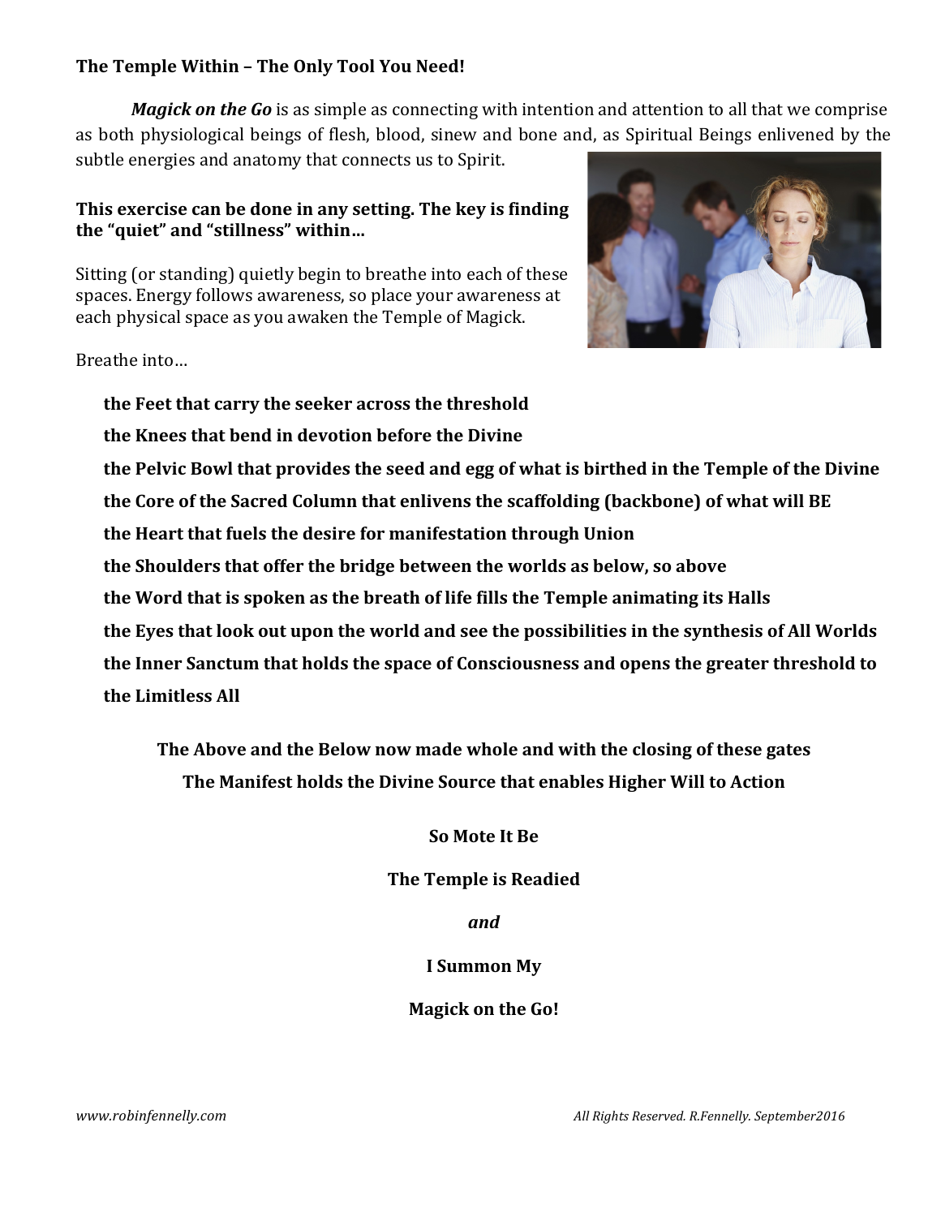**The Temple Within – The Only Tool You Need!**

***Magick on the Go*** is as simple as connecting with intention and attention to all that we comprise as both physiological beings of flesh, blood, sinew and bone and, as Spiritual Beings enlivened by the subtle energies and anatomy that connects us to Spirit.

**This exercise can be done in any setting. The key is finding the "quiet" and "stillness" within…**

Sitting (or standing) quietly begin to breathe into each of these spaces. Energy follows awareness, so place your awareness at each physical space as you awaken the Temple of Magick.

Breathe into…

**the Feet that carry the seeker across the threshold**

**the Knees that bend in devotion before the Divine**

**the Pelvic Bowl that provides the seed and egg of what is birthed in the Temple of the Divine**

**the Core of the Sacred Column that enlivens the scaffolding (backbone) of what will BE**

**the Heart that fuels the desire for manifestation through Union**

**the Shoulders that offer the bridge between the worlds as below, so above**

**the Word that is spoken as the breath of life fills the Temple animating its Halls**

**the Eyes that look out upon the world and see the possibilities in the synthesis of All Worlds**

**the Inner Sanctum that holds the space of Consciousness and opens the greater threshold to the Limitless All**

**The Above and the Below now made whole and with the closing of these gates**
**The Manifest holds the Divine Source that enables Higher Will to Action**

**So Mote It Be**

**The Temple is Readied**

***and***

**I Summon My**

**Magick on the Go!**

*www.robinfennelly.com* *All Rights Reserved. R.Fennelly. September2016*